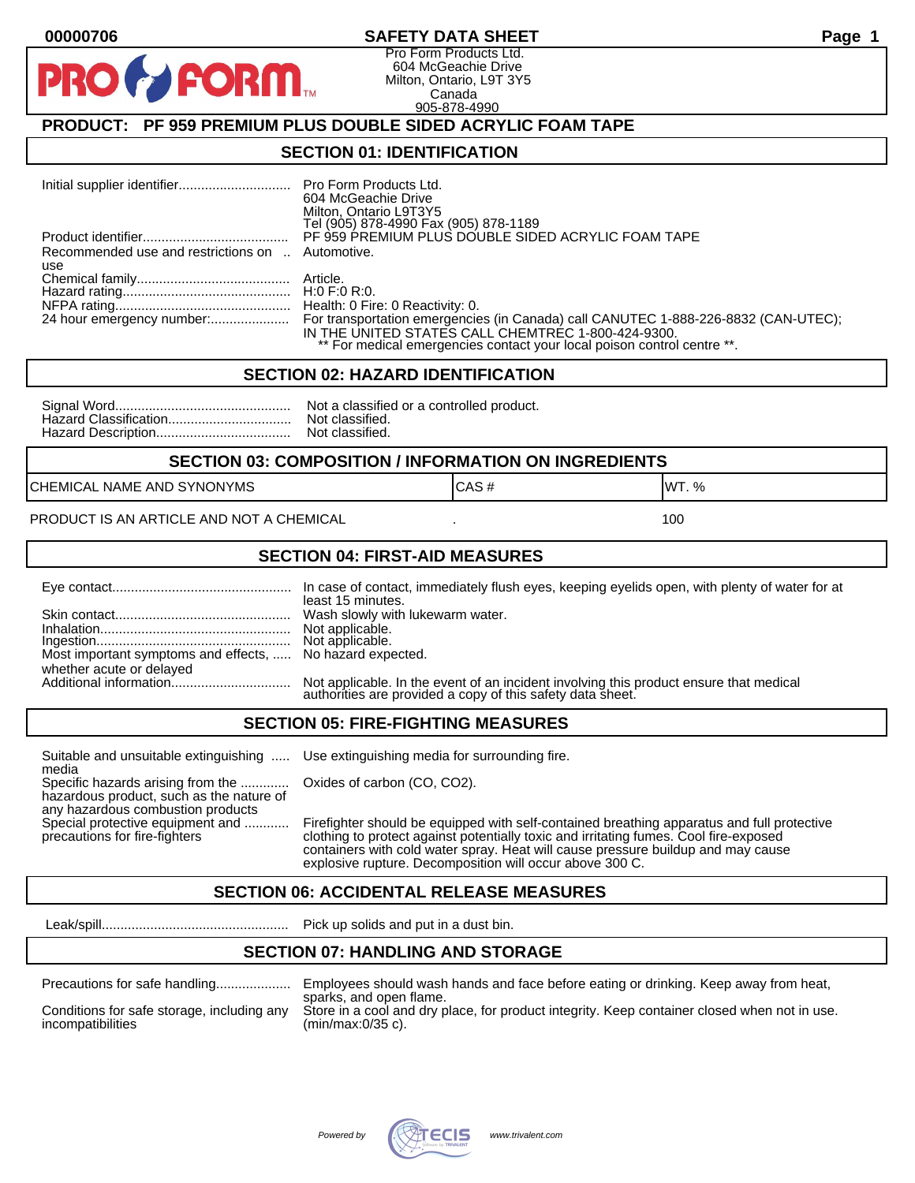00000706

# SAFETY DATA SHEET

Pro Form Products Ltd.
604 McGeachie Drive
Milton, Ontario, L9T 3Y5
Canada
905-878-4990

## PRODUCT: PF 959 PREMIUM PLUS DOUBLE SIDED ACRYLIC FOAM TAPE

## SECTION 01: IDENTIFICATION

| | |
|---|---|
| Initial supplier identifier | Pro Form Products Ltd.<br>604 McGeachie Drive<br>Milton, Ontario L9T3Y5<br>Tel (905) 878-4990 Fax (905) 878-1189 |
| Product identifier | PF 959 PREMIUM PLUS DOUBLE SIDED ACRYLIC FOAM TAPE |
| Recommended use and restrictions on use | Automotive. |
| Chemical family | Article. |
| Hazard rating | H:0 F:0 R:0. |
| NFPA rating | Health: 0 Fire: 0 Reactivity: 0. |
| 24 hour emergency number: | For transportation emergencies (in Canada) call CANUTEC 1-888-226-8832 (CAN-UTEC); IN THE UNITED STATES CALL CHEMTREC 1-800-424-9300.<br>** For medical emergencies contact your local poison control centre **. |

## SECTION 02: HAZARD IDENTIFICATION

| | |
|---|---|
| Signal Word | Not a classified or a controlled product. |
| Hazard Classification | Not classified. |
| Hazard Description | Not classified. |

## SECTION 03: COMPOSITION / INFORMATION ON INGREDIENTS

| CHEMICAL NAME AND SYNONYMS | CAS # | WT. % |
|---|---|---|
| PRODUCT IS AN ARTICLE AND NOT A CHEMICAL | . | 100 |

## SECTION 04: FIRST-AID MEASURES

| | |
|---|---|
| Eye contact | In case of contact, immediately flush eyes, keeping eyelids open, with plenty of water for at least 15 minutes. |
| Skin contact | Wash slowly with lukewarm water. |
| Inhalation | Not applicable. |
| Ingestion | Not applicable. |
| Most important symptoms and effects, whether acute or delayed | No hazard expected. |
| Additional information | Not applicable. In the event of an incident involving this product ensure that medical authorities are provided a copy of this safety data sheet. |

## SECTION 05: FIRE-FIGHTING MEASURES

| | |
|---|---|
| Suitable and unsuitable extinguishing media | Use extinguishing media for surrounding fire. |
| Specific hazards arising from the hazardous product, such as the nature of any hazardous combustion products | Oxides of carbon (CO, $CO_2$). |
| Special protective equipment and precautions for fire-fighters | Firefighter should be equipped with self-contained breathing apparatus and full protective clothing to protect against potentially toxic and irritating fumes. Cool fire-exposed containers with cold water spray. Heat will cause pressure buildup and may cause explosive rupture. Decomposition will occur above 300 C. |

## SECTION 06: ACCIDENTAL RELEASE MEASURES

| | |
|---|---|
| Leak/spill | Pick up solids and put in a dust bin. |

## SECTION 07: HANDLING AND STORAGE

| | |
|---|---|
| Precautions for safe handling | Employees should wash hands and face before eating or drinking. Keep away from heat, sparks, and open flame. |
| Conditions for safe storage, including any incompatibilities | Store in a cool and dry place, for product integrity. Keep container closed when not in use. (min/max:0/35 c). |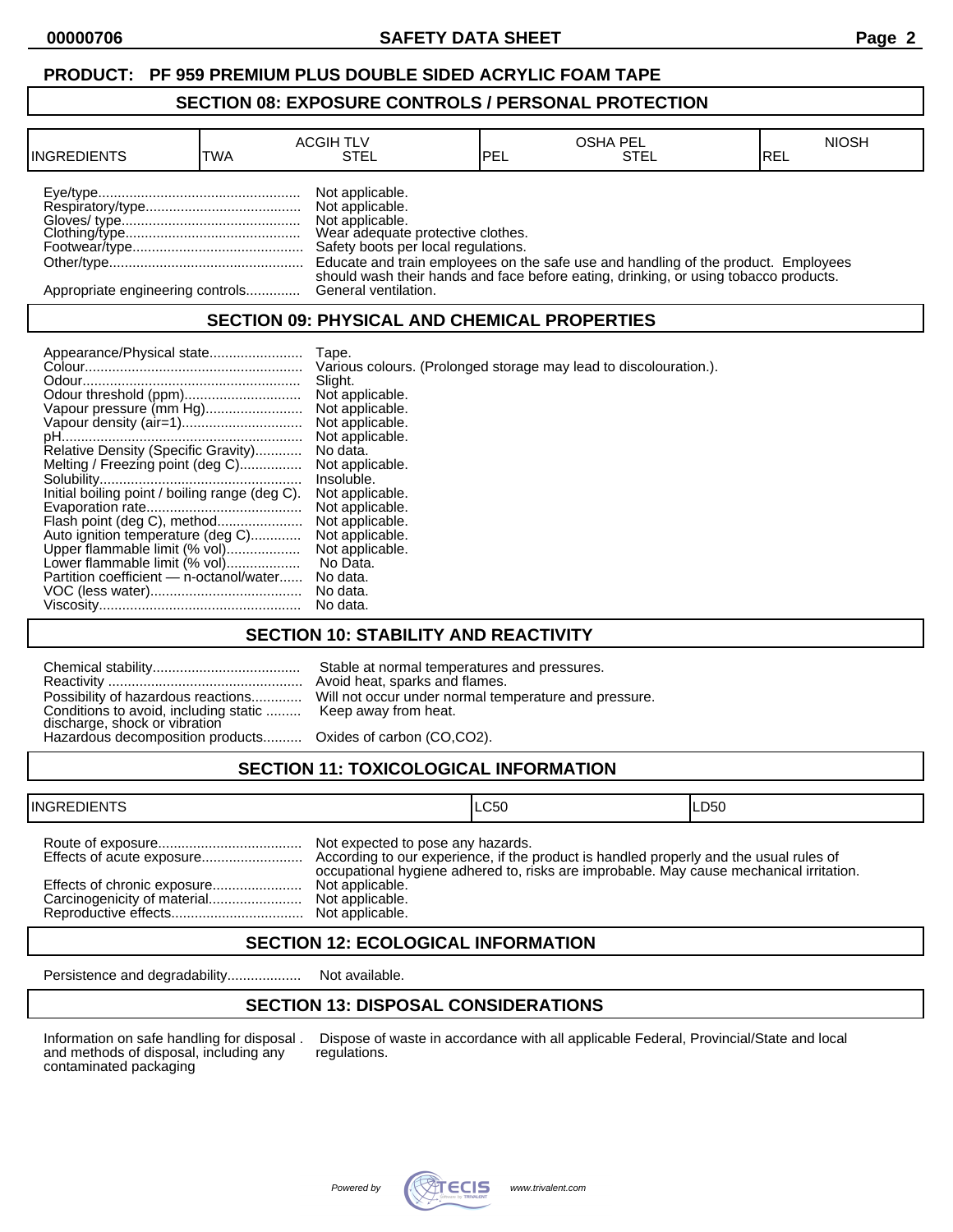**PRODUCT: PF 959 PREMIUM PLUS DOUBLE SIDED ACRYLIC FOAM TAPE**

## SECTION 08: EXPOSURE CONTROLS / PERSONAL PROTECTION

| INGREDIENTS | ACGIH TLV | | OSHA PEL | | NIOSH |
|---|---|---|---|---|---|
| | TWA | STEL | PEL | STEL | REL |

- Eye/type.................................................... Not applicable.
- Respiratory/type........................................ Not applicable.
- Gloves/ type.............................................. Not applicable.
- Clothing/type............................................. Wear adequate protective clothes.
- Footwear/type............................................ Safety boots per local regulations.
- Other/type.................................................. Educate and train employees on the safe use and handling of the product. Employees should wash their hands and face before eating, drinking, or using tobacco products.
- Appropriate engineering controls.............. General ventilation.

## SECTION 09: PHYSICAL AND CHEMICAL PROPERTIES

- Appearance/Physical state........................ Tape.
- Colour........................................................ Various colours. (Prolonged storage may lead to discolouration.).
- Odour........................................................ Slight.
- Odour threshold (ppm).............................. Not applicable.
- Vapour pressure (mm Hg)......................... Not applicable.
- Vapour density (air=1).............................. Not applicable.
- pH.............................................................. Not applicable.
- Relative Density (Specific Gravity)............ No data.
- Melting / Freezing point (deg C)................ Not applicable.
- Solubility.................................................... Insoluble.
- Initial boiling point / boiling range (deg C). Not applicable.
- Evaporation rate........................................ Not applicable.
- Flash point (deg C), method...................... Not applicable.
- Auto ignition temperature (deg C)............. Not applicable.
- Upper flammable limit (% vol)................... Not applicable.
- Lower flammable limit (% vol)................... No Data.
- Partition coefficient — n-octanol/water...... No data.
- VOC (less water)....................................... No data.
- Viscosity.................................................... No data.

## SECTION 10: STABILITY AND REACTIVITY

- Chemical stability...................................... Stable at normal temperatures and pressures.
- Reactivity .................................................. Avoid heat, sparks and flames.
- Possibility of hazardous reactions............. Will not occur under normal temperature and pressure.
- Conditions to avoid, including static discharge, shock or vibration ......... Keep away from heat.
- Hazardous decomposition products.......... Oxides of carbon (CO,$CO_2$).

## SECTION 11: TOXICOLOGICAL INFORMATION

| INGREDIENTS | LC50 | LD50 |
|---|---|---|

- Route of exposure..................................... Not expected to pose any hazards.
- Effects of acute exposure.......................... According to our experience, if the product is handled properly and the usual rules of occupational hygiene adhered to, risks are improbable. May cause mechanical irritation.
- Effects of chronic exposure....................... Not applicable.
- Carcinogenicity of material........................ Not applicable.
- Reproductive effects.................................. Not applicable.

## SECTION 12: ECOLOGICAL INFORMATION

- Persistence and degradability................... Not available.

## SECTION 13: DISPOSAL CONSIDERATIONS

- Information on safe handling for disposal and methods of disposal, including any contaminated packaging . Dispose of waste in accordance with all applicable Federal, Provincial/State and local regulations.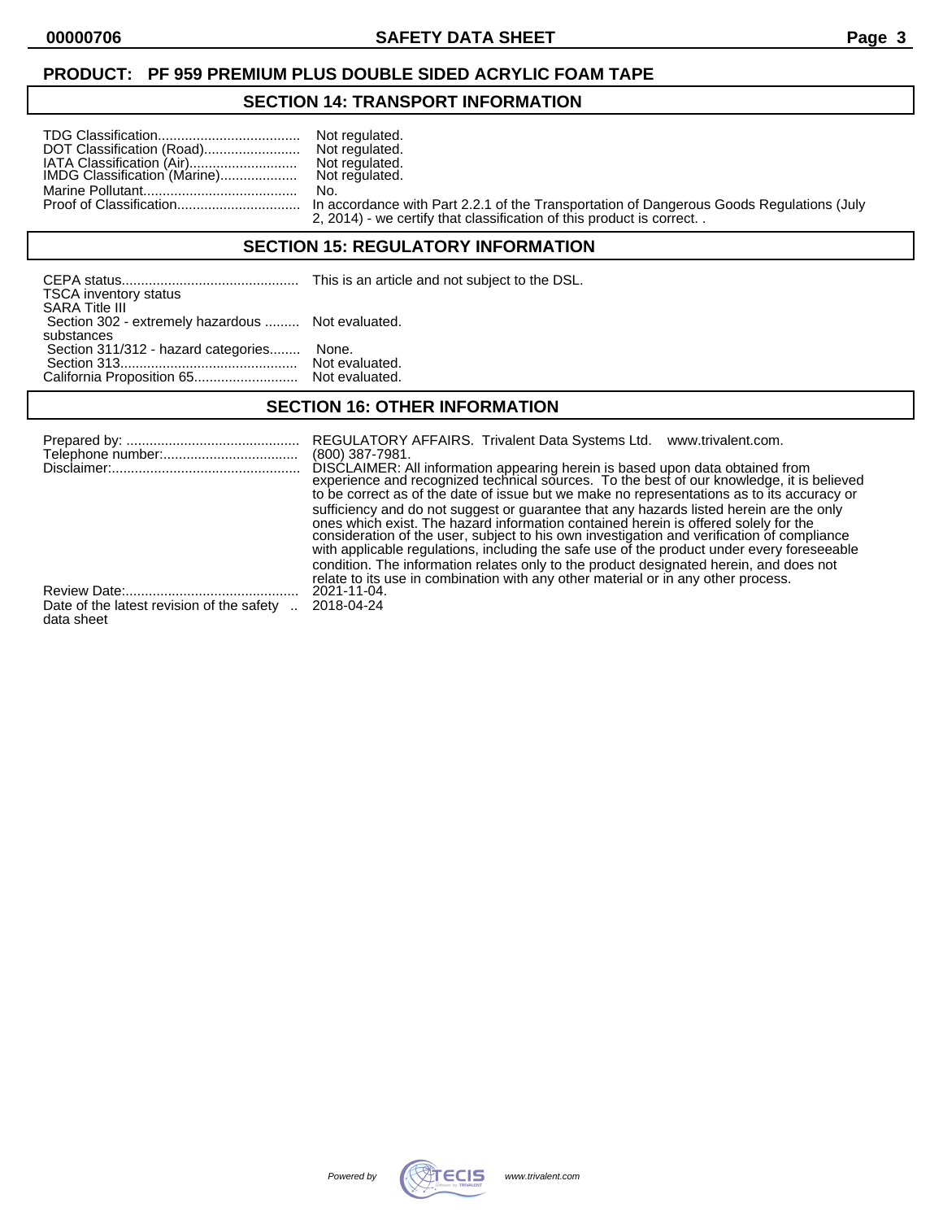**PRODUCT: PF 959 PREMIUM PLUS DOUBLE SIDED ACRYLIC FOAM TAPE**

## SECTION 14: TRANSPORT INFORMATION

| | |
|---|---|
| TDG Classification | Not regulated. |
| DOT Classification (Road) | Not regulated. |
| IATA Classification (Air) | Not regulated. |
| IMDG Classification (Marine) | Not regulated. |
| Marine Pollutant | No. |
| Proof of Classification | In accordance with Part 2.2.1 of the Transportation of Dangerous Goods Regulations (July 2, 2014) - we certify that classification of this product is correct. . |

## SECTION 15: REGULATORY INFORMATION

| | |
|---|---|
| CEPA status | This is an article and not subject to the DSL. |
| TSCA inventory status | |
| SARA Title III | |
| Section 302 - extremely hazardous substances | Not evaluated. |
| Section 311/312 - hazard categories | None. |
| Section 313 | Not evaluated. |
| California Proposition 65 | Not evaluated. |

## SECTION 16: OTHER INFORMATION

| | |
|---|---|
| Prepared by: | REGULATORY AFFAIRS. Trivalent Data Systems Ltd. www.trivalent.com. |
| Telephone number: | (800) 387-7981. |
| Disclaimer: | DISCLAIMER: All information appearing herein is based upon data obtained from experience and recognized technical sources. To the best of our knowledge, it is believed to be correct as of the date of issue but we make no representations as to its accuracy or sufficiency and do not suggest or guarantee that any hazards listed herein are the only ones which exist. The hazard information contained herein is offered solely for the consideration of the user, subject to his own investigation and verification of compliance with applicable regulations, including the safe use of the product under every foreseeable condition. The information relates only to the product designated herein, and does not relate to its use in combination with any other material or in any other process. |
| Review Date: | 2021-11-04. |
| Date of the latest revision of the safety data sheet | 2018-04-24 |